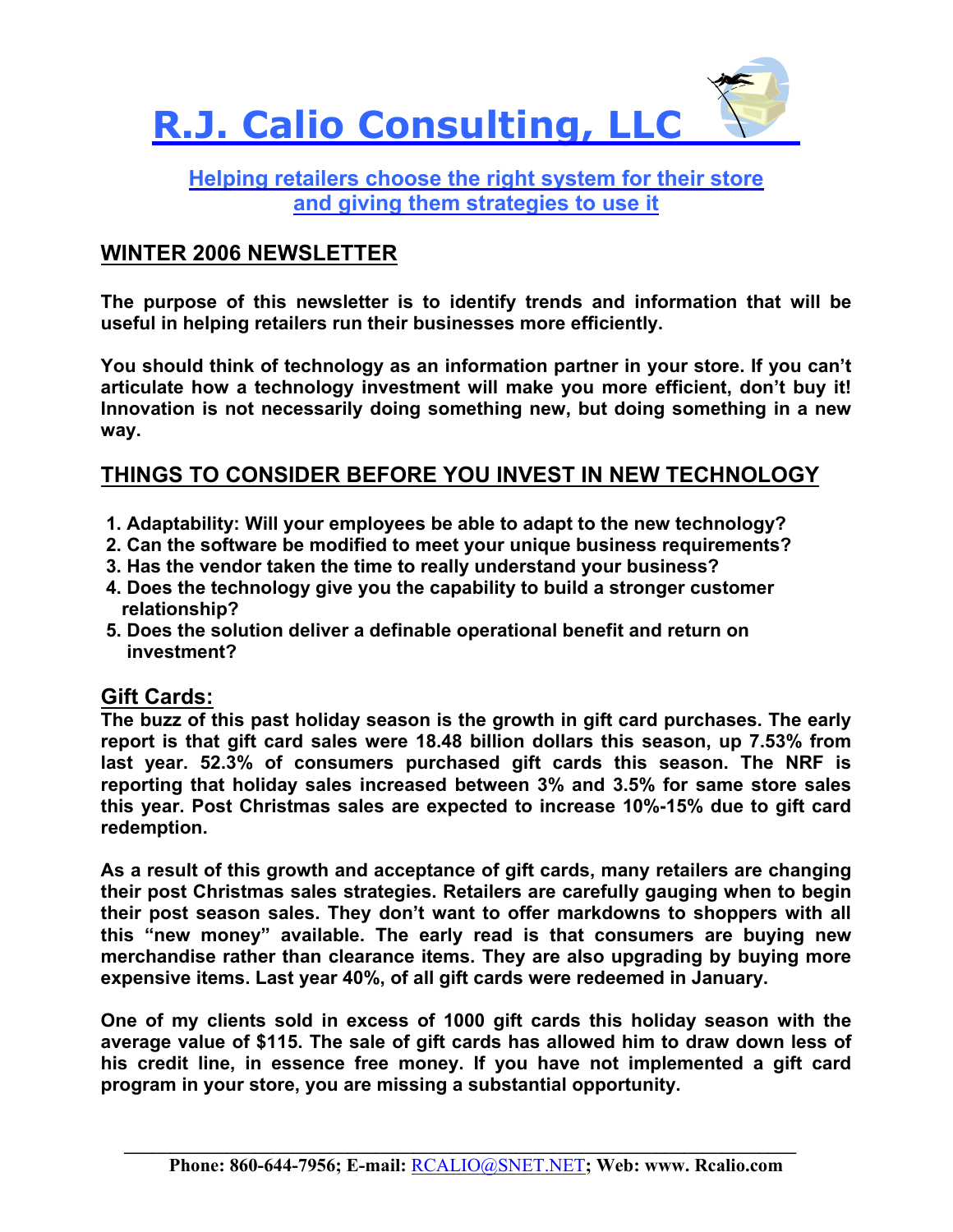# R.J. Calio Consulting, LLC

## Helping retailers choose the right system for their store and giving them strategies to use it

## WINTER 2006 NEWSLETTER

**The purpose of this newsletter is to identify trends and information that will be useful in helping retailers run their businesses more efficiently.**

**You should think of technology as an information partner in your store. If you can't articulate how a technology investment will make you more efficient, don't buy it! Innovation is not necessarily doing something new, but doing something in a new way.**

## THINGS TO CONSIDER BEFORE YOU INVEST IN NEW TECHNOLOGY

1. **Adaptability: Will your employees be able to adapt to the new technology?**
2. **Can the software be modified to meet your unique business requirements?**
3. **Has the vendor taken the time to really understand your business?**
4. **Does the technology give you the capability to build a stronger customer relationship?**
5. **Does the solution deliver a definable operational benefit and return on investment?**

### Gift Cards:

**The buzz of this past holiday season is the growth in gift card purchases. The early report is that gift card sales were 18.48 billion dollars this season, up 7.53% from last year. 52.3% of consumers purchased gift cards this season. The NRF is reporting that holiday sales increased between 3% and 3.5% for same store sales this year. Post Christmas sales are expected to increase 10%-15% due to gift card redemption.**

**As a result of this growth and acceptance of gift cards, many retailers are changing their post Christmas sales strategies. Retailers are carefully gauging when to begin their post season sales. They don't want to offer markdowns to shoppers with all this "new money" available. The early read is that consumers are buying new merchandise rather than clearance items. They are also upgrading by buying more expensive items. Last year 40%, of all gift cards were redeemed in January.**

**One of my clients sold in excess of 1000 gift cards this holiday season with the average value of $115. The sale of gift cards has allowed him to draw down less of his credit line, in essence free money. If you have not implemented a gift card program in your store, you are missing a substantial opportunity.**

**Phone: 860-644-7956; E-mail: RCALIO@SNET.NET; Web: www. Rcalio.com**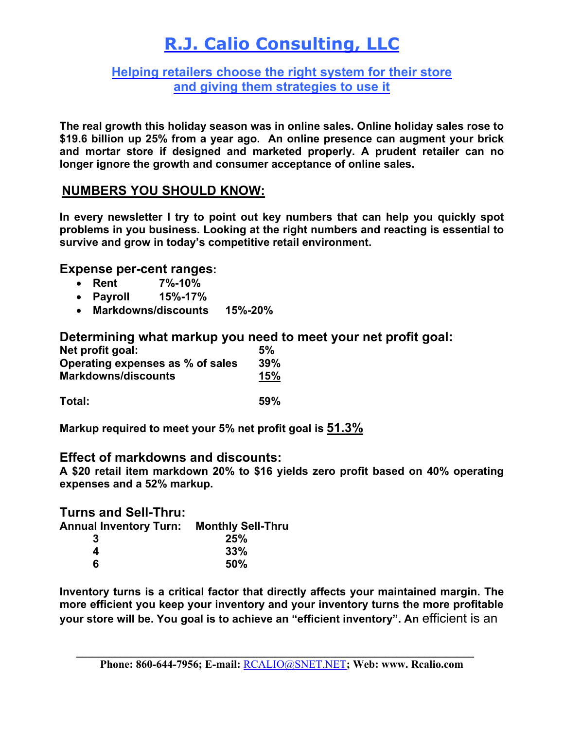# R.J. Calio Consulting, LLC

## Helping retailers choose the right system for their store and giving them strategies to use it

**The real growth this holiday season was in online sales. Online holiday sales rose to $19.6 billion up 25% from a year ago. An online presence can augment your brick and mortar store if designed and marketed properly. A prudent retailer can no longer ignore the growth and consumer acceptance of online sales.**

## NUMBERS YOU SHOULD KNOW:

**In every newsletter I try to point out key numbers that can help you quickly spot problems in you business. Looking at the right numbers and reacting is essential to survive and grow in today's competitive retail environment.**

### Expense per-cent ranges:

- **Rent 7%-10%**
- **Payroll 15%-17%**
- **Markdowns/discounts 15%-20%**

### Determining what markup you need to meet your net profit goal:

| | |
|---|---|
| **Net profit goal:** | **5%** |
| **Operating expenses as % of sales** | **39%** |
| **Markdowns/discounts** | **15%** |
| **Total:** | **59%** |

**Markup required to meet your 5% net profit goal is 51.3%**

### Effect of markdowns and discounts:

**A $20 retail item markdown 20% to $16 yields zero profit based on 40% operating expenses and a 52% markup.**

### Turns and Sell-Thru:

| Annual Inventory Turn: | Monthly Sell-Thru |
|---|---|
| 3 | 25% |
| 4 | 33% |
| 6 | 50% |

**Inventory turns is a critical factor that directly affects your maintained margin. The more efficient you keep your inventory and your inventory turns the more profitable your store will be. You goal is to achieve an "efficient inventory". An** efficient is an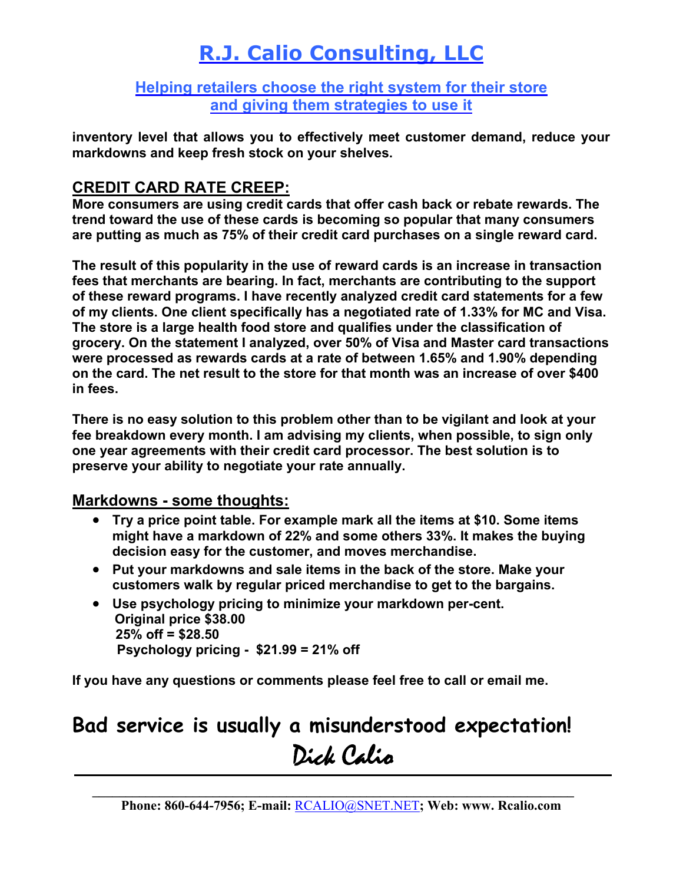# R.J. Calio Consulting, LLC

## Helping retailers choose the right system for their store and giving them strategies to use it

**inventory level that allows you to effectively meet customer demand, reduce your markdowns and keep fresh stock on your shelves.**

## CREDIT CARD RATE CREEP:

**More consumers are using credit cards that offer cash back or rebate rewards. The trend toward the use of these cards is becoming so popular that many consumers are putting as much as 75% of their credit card purchases on a single reward card.**

**The result of this popularity in the use of reward cards is an increase in transaction fees that merchants are bearing. In fact, merchants are contributing to the support of these reward programs. I have recently analyzed credit card statements for a few of my clients. One client specifically has a negotiated rate of 1.33% for MC and Visa. The store is a large health food store and qualifies under the classification of grocery. On the statement I analyzed, over 50% of Visa and Master card transactions were processed as rewards cards at a rate of between 1.65% and 1.90% depending on the card. The net result to the store for that month was an increase of over $400 in fees.**

**There is no easy solution to this problem other than to be vigilant and look at your fee breakdown every month. I am advising my clients, when possible, to sign only one year agreements with their credit card processor. The best solution is to preserve your ability to negotiate your rate annually.**

## Markdowns - some thoughts:

- **Try a price point table. For example mark all the items at $10. Some items might have a markdown of 22% and some others 33%. It makes the buying decision easy for the customer, and moves merchandise.**
- **Put your markdowns and sale items in the back of the store. Make your customers walk by regular priced merchandise to get to the bargains.**
- **Use psychology pricing to minimize your markdown per-cent.**
  **Original price $38.00**
  **25% off = $28.50**
  **Psychology pricing - $21.99 = 21% off**

**If you have any questions or comments please feel free to call or email me.**

**Bad service is usually a misunderstood expectation!**

*Dick Calio*

**Phone: 860-644-7956; E-mail:** RCALIO@SNET.NET**; Web: www. Rcalio.com**